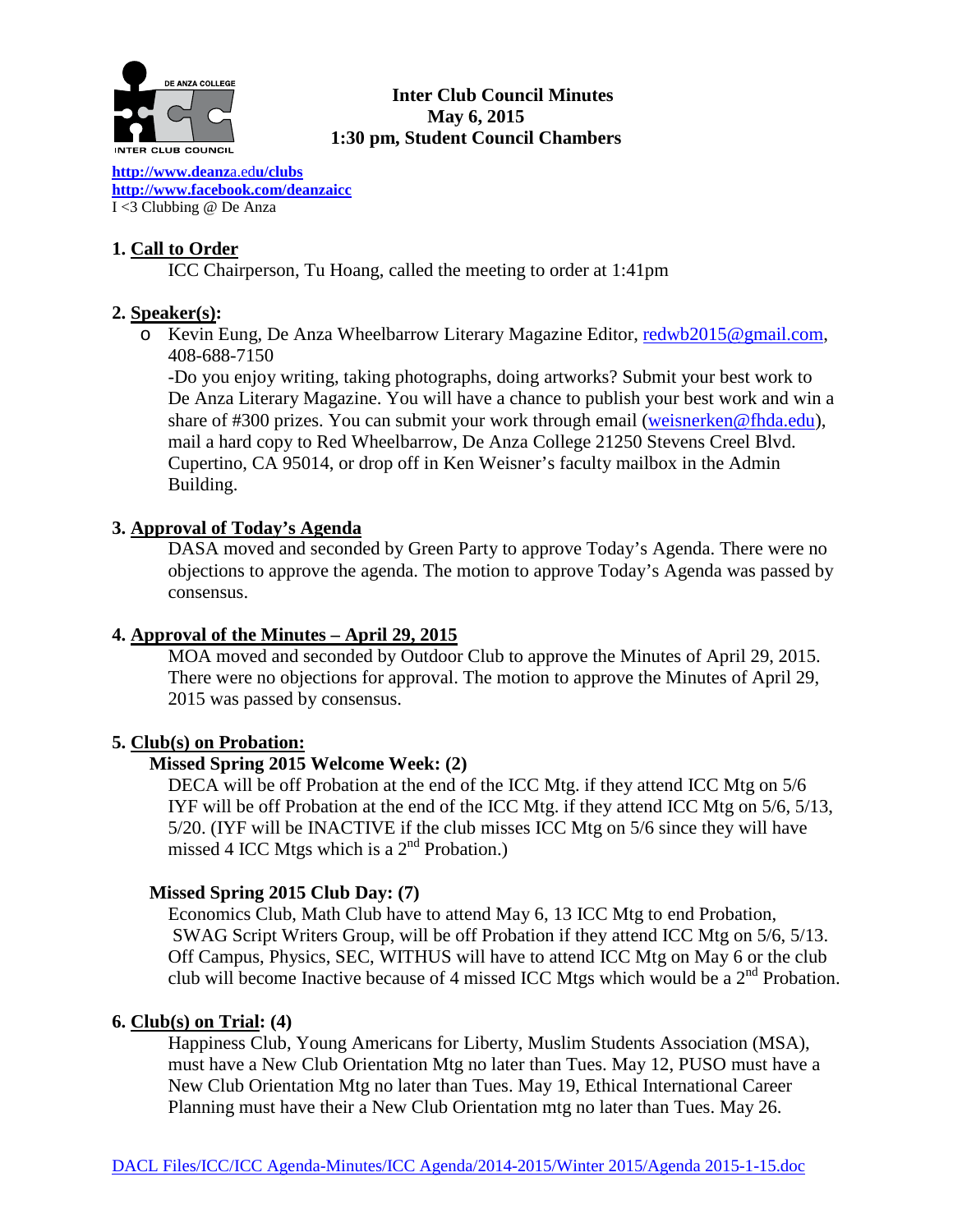**Inter Club Council Minutes**
**May 6, 2015**
**1:30 pm, Student Council Chambers**

http://www.deanza.edu/clubs
http://www.facebook.com/deanzaicc
I <3 Clubbing @ De Anza

## 1. Call to Order

ICC Chairperson, Tu Hoang, called the meeting to order at 1:41pm

## 2. Speaker(s):

- Kevin Eung, De Anza Wheelbarrow Literary Magazine Editor, redwb2015@gmail.com, 408-688-7150
  -Do you enjoy writing, taking photographs, doing artworks? Submit your best work to De Anza Literary Magazine. You will have a chance to publish your best work and win a share of #300 prizes. You can submit your work through email (weisnerken@fhda.edu), mail a hard copy to Red Wheelbarrow, De Anza College 21250 Stevens Creel Blvd. Cupertino, CA 95014, or drop off in Ken Weisner's faculty mailbox in the Admin Building.

## 3. Approval of Today's Agenda

DASA moved and seconded by Green Party to approve Today's Agenda. There were no objections to approve the agenda. The motion to approve Today's Agenda was passed by consensus.

## 4. Approval of the Minutes – April 29, 2015

MOA moved and seconded by Outdoor Club to approve the Minutes of April 29, 2015. There were no objections for approval. The motion to approve the Minutes of April 29, 2015 was passed by consensus.

## 5. Club(s) on Probation:

### Missed Spring 2015 Welcome Week: (2)

DECA will be off Probation at the end of the ICC Mtg. if they attend ICC Mtg on 5/6
IYF will be off Probation at the end of the ICC Mtg. if they attend ICC Mtg on 5/6, 5/13, 5/20. (IYF will be INACTIVE if the club misses ICC Mtg on 5/6 since they will have missed 4 ICC Mtgs which is a 2nd Probation.)

### Missed Spring 2015 Club Day: (7)

Economics Club, Math Club have to attend May 6, 13 ICC Mtg to end Probation,
SWAG Script Writers Group, will be off Probation if they attend ICC Mtg on 5/6, 5/13.
Off Campus, Physics, SEC, WITHUS will have to attend ICC Mtg on May 6 or the club club will become Inactive because of 4 missed ICC Mtgs which would be a 2nd Probation.

## 6. Club(s) on Trial: (4)

Happiness Club, Young Americans for Liberty, Muslim Students Association (MSA), must have a New Club Orientation Mtg no later than Tues. May 12, PUSO must have a New Club Orientation Mtg no later than Tues. May 19, Ethical International Career Planning must have their a New Club Orientation mtg no later than Tues. May 26.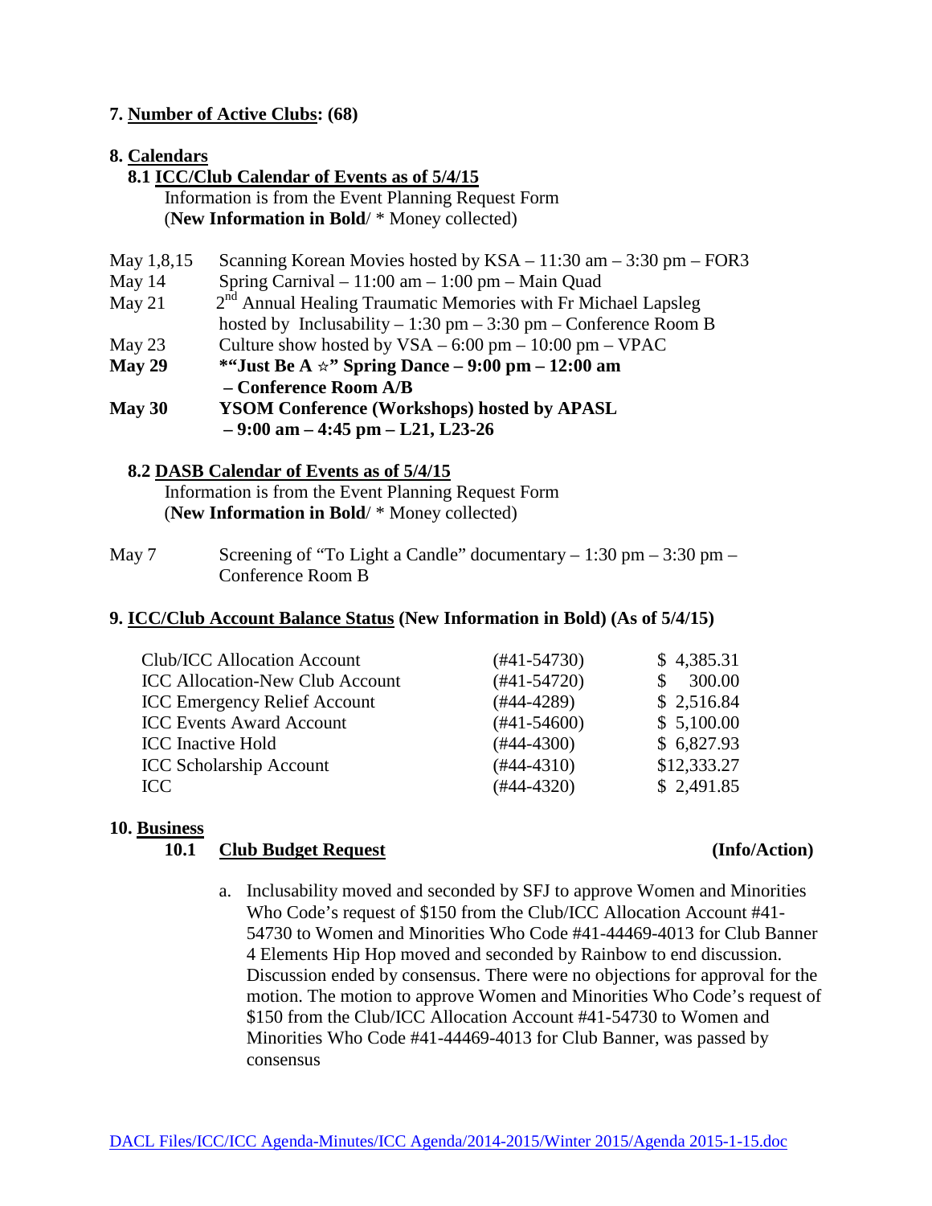**7. <u>Number of Active Clubs</u>: (68)**

**8. <u>Calendars</u>**

**8.1 <u>ICC/Club Calendar of Events as of 5/4/15</u>**

Information is from the Event Planning Request Form
(**New Information in Bold**/ * Money collected)

May 1,8,15 — Scanning Korean Movies hosted by KSA – 11:30 am – 3:30 pm – FOR3

May 14 — Spring Carnival – 11:00 am – 1:00 pm – Main Quad

May 21 — 2nd Annual Healing Traumatic Memories with Fr Michael Lapsleg hosted by Inclusability – 1:30 pm – 3:30 pm – Conference Room B

May 23 — Culture show hosted by VSA – 6:00 pm – 10:00 pm – VPAC

**May 29 — *"Just Be A ☆" Spring Dance – 9:00 pm – 12:00 am – Conference Room A/B**

**May 30 — YSOM Conference (Workshops) hosted by APASL – 9:00 am – 4:45 pm – L21, L23-26**

**8.2 <u>DASB Calendar of Events as of 5/4/15</u>**

Information is from the Event Planning Request Form
(**New Information in Bold**/ * Money collected)

May 7 — Screening of "To Light a Candle" documentary – 1:30 pm – 3:30 pm – Conference Room B

**9. <u>ICC/Club Account Balance Status</u> (New Information in Bold) (As of 5/4/15)**

| Account | Number | Balance |
|---|---|---|
| Club/ICC Allocation Account | (#41-54730) | $ 4,385.31 |
| ICC Allocation-New Club Account | (#41-54720) | $ 300.00 |
| ICC Emergency Relief Account | (#44-4289) | $ 2,516.84 |
| ICC Events Award Account | (#41-54600) | $ 5,100.00 |
| ICC Inactive Hold | (#44-4300) | $ 6,827.93 |
| ICC Scholarship Account | (#44-4310) | $12,333.27 |
| ICC | (#44-4320) | $ 2,491.85 |

**10. <u>Business</u>**

**10.1 <u>Club Budget Request</u> (Info/Action)**

a. Inclusability moved and seconded by SFJ to approve Women and Minorities Who Code's request of $150 from the Club/ICC Allocation Account #41-54730 to Women and Minorities Who Code #41-44469-4013 for Club Banner 4 Elements Hip Hop moved and seconded by Rainbow to end discussion. Discussion ended by consensus. There were no objections for approval for the motion. The motion to approve Women and Minorities Who Code's request of $150 from the Club/ICC Allocation Account #41-54730 to Women and Minorities Who Code #41-44469-4013 for Club Banner, was passed by consensus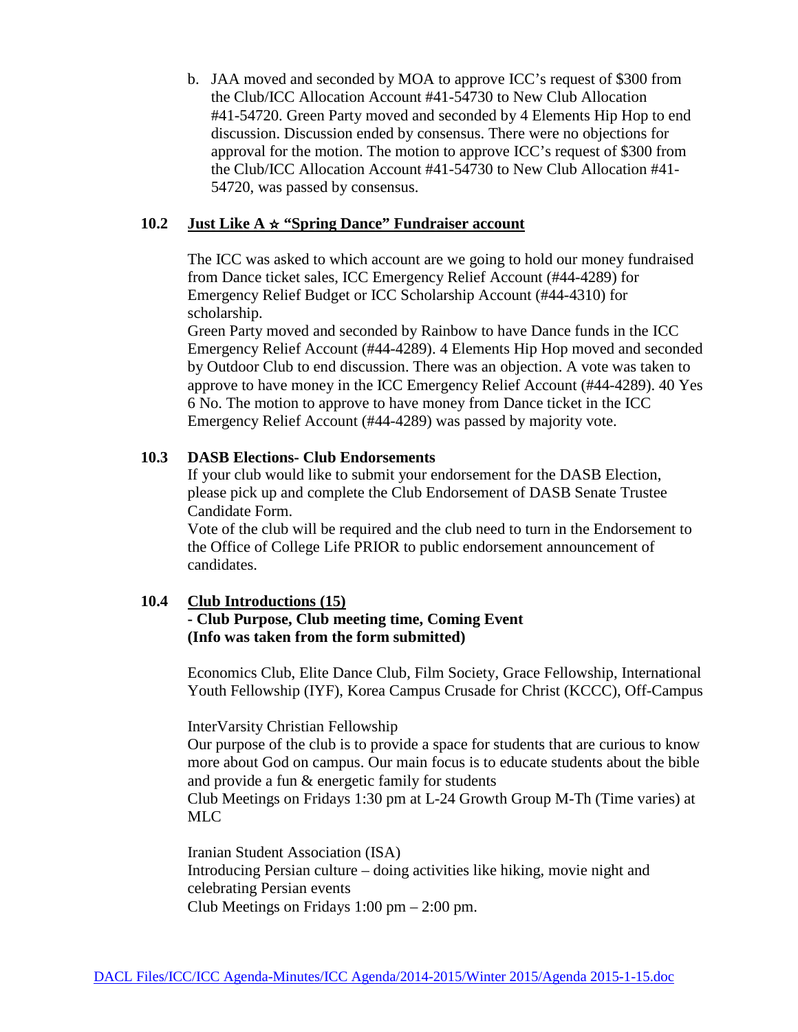b. JAA moved and seconded by MOA to approve ICC's request of $300 from the Club/ICC Allocation Account #41-54730 to New Club Allocation #41-54720. Green Party moved and seconded by 4 Elements Hip Hop to end discussion. Discussion ended by consensus. There were no objections for approval for the motion. The motion to approve ICC's request of $300 from the Club/ICC Allocation Account #41-54730 to New Club Allocation #41-54720, was passed by consensus.

### 10.2 Just Like A ☆ "Spring Dance" Fundraiser account

The ICC was asked to which account are we going to hold our money fundraised from Dance ticket sales, ICC Emergency Relief Account (#44-4289) for Emergency Relief Budget or ICC Scholarship Account (#44-4310) for scholarship.

Green Party moved and seconded by Rainbow to have Dance funds in the ICC Emergency Relief Account (#44-4289). 4 Elements Hip Hop moved and seconded by Outdoor Club to end discussion. There was an objection. A vote was taken to approve to have money in the ICC Emergency Relief Account (#44-4289). 40 Yes 6 No. The motion to approve to have money from Dance ticket in the ICC Emergency Relief Account (#44-4289) was passed by majority vote.

### 10.3 DASB Elections- Club Endorsements

If your club would like to submit your endorsement for the DASB Election, please pick up and complete the Club Endorsement of DASB Senate Trustee Candidate Form.

Vote of the club will be required and the club need to turn in the Endorsement to the Office of College Life PRIOR to public endorsement announcement of candidates.

### 10.4 Club Introductions (15)

**- Club Purpose, Club meeting time, Coming Event**
**(Info was taken from the form submitted)**

Economics Club, Elite Dance Club, Film Society, Grace Fellowship, International Youth Fellowship (IYF), Korea Campus Crusade for Christ (KCCC), Off-Campus

InterVarsity Christian Fellowship
Our purpose of the club is to provide a space for students that are curious to know more about God on campus. Our main focus is to educate students about the bible and provide a fun & energetic family for students
Club Meetings on Fridays 1:30 pm at L-24 Growth Group M-Th (Time varies) at MLC

Iranian Student Association (ISA)
Introducing Persian culture – doing activities like hiking, movie night and celebrating Persian events
Club Meetings on Fridays 1:00 pm – 2:00 pm.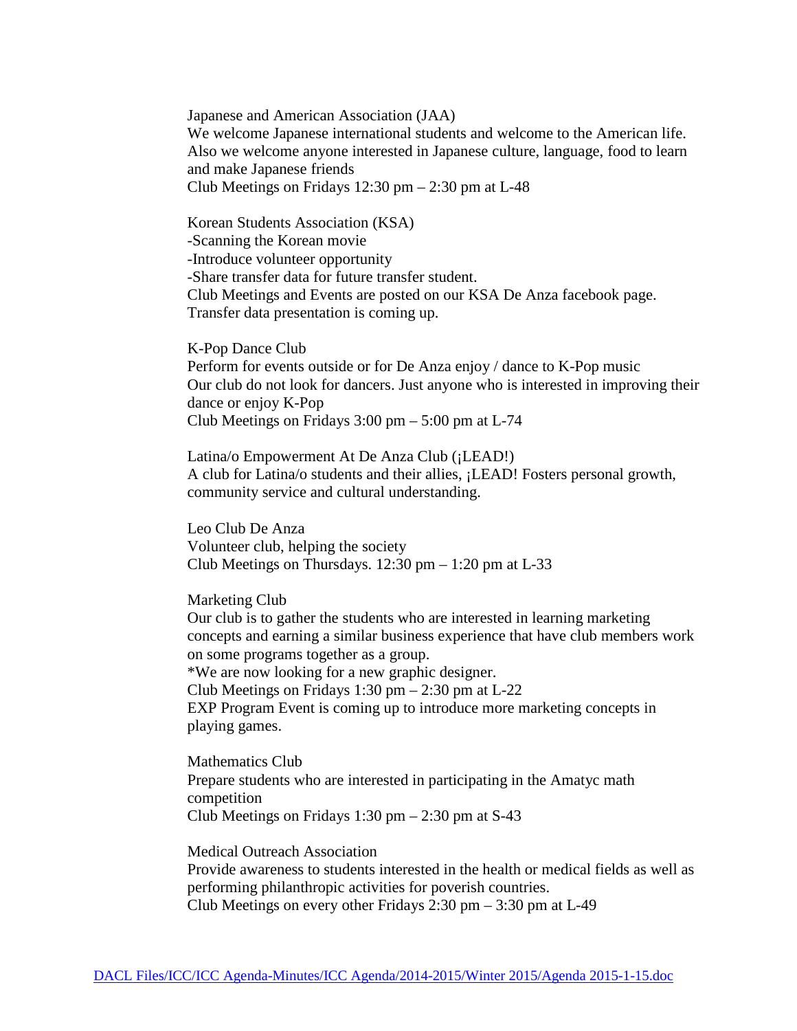Japanese and American Association (JAA)
We welcome Japanese international students and welcome to the American life. Also we welcome anyone interested in Japanese culture, language, food to learn and make Japanese friends
Club Meetings on Fridays 12:30 pm – 2:30 pm at L-48

Korean Students Association (KSA)
-Scanning the Korean movie
-Introduce volunteer opportunity
-Share transfer data for future transfer student.
Club Meetings and Events are posted on our KSA De Anza facebook page.
Transfer data presentation is coming up.

K-Pop Dance Club
Perform for events outside or for De Anza enjoy / dance to K-Pop music
Our club do not look for dancers. Just anyone who is interested in improving their dance or enjoy K-Pop
Club Meetings on Fridays 3:00 pm – 5:00 pm at L-74

Latina/o Empowerment At De Anza Club (¡LEAD!)
A club for Latina/o students and their allies, ¡LEAD! Fosters personal growth, community service and cultural understanding.

Leo Club De Anza
Volunteer club, helping the society
Club Meetings on Thursdays. 12:30 pm – 1:20 pm at L-33

Marketing Club
Our club is to gather the students who are interested in learning marketing concepts and earning a similar business experience that have club members work on some programs together as a group.
*We are now looking for a new graphic designer.
Club Meetings on Fridays 1:30 pm – 2:30 pm at L-22
EXP Program Event is coming up to introduce more marketing concepts in playing games.

Mathematics Club
Prepare students who are interested in participating in the Amatyc math competition
Club Meetings on Fridays 1:30 pm – 2:30 pm at S-43

Medical Outreach Association
Provide awareness to students interested in the health or medical fields as well as performing philanthropic activities for poverish countries.
Club Meetings on every other Fridays 2:30 pm – 3:30 pm at L-49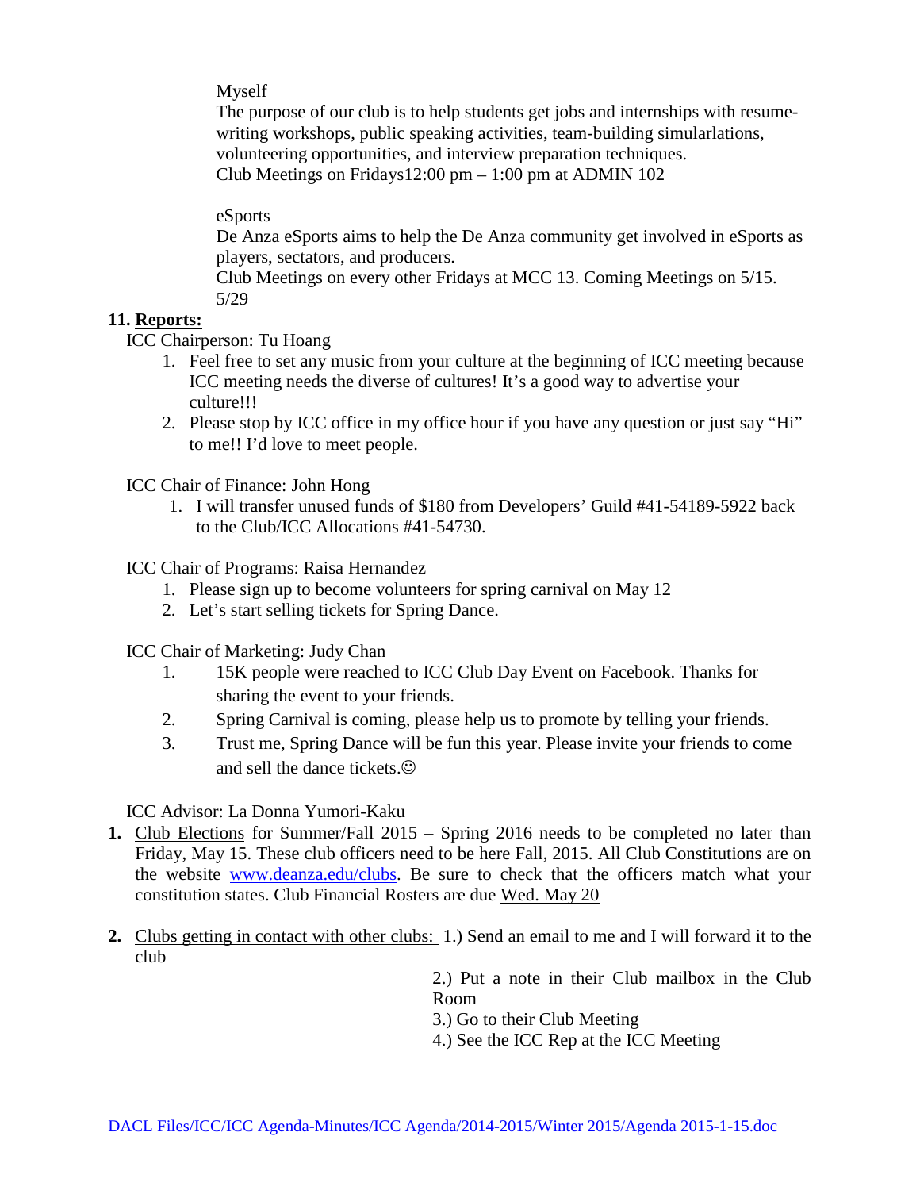Myself

The purpose of our club is to help students get jobs and internships with resume-writing workshops, public speaking activities, team-building simularlations, volunteering opportunities, and interview preparation techniques.
Club Meetings on Fridays12:00 pm – 1:00 pm at ADMIN 102

eSports

De Anza eSports aims to help the De Anza community get involved in eSports as players, sectators, and producers.
Club Meetings on every other Fridays at MCC 13. Coming Meetings on 5/15. 5/29

**11. Reports:**

ICC Chairperson: Tu Hoang

1. Feel free to set any music from your culture at the beginning of ICC meeting because ICC meeting needs the diverse of cultures! It's a good way to advertise your culture!!!
2. Please stop by ICC office in my office hour if you have any question or just say "Hi" to me!! I'd love to meet people.

ICC Chair of Finance: John Hong

1. I will transfer unused funds of $180 from Developers' Guild #41-54189-5922 back to the Club/ICC Allocations #41-54730.

ICC Chair of Programs: Raisa Hernandez

1. Please sign up to become volunteers for spring carnival on May 12
2. Let's start selling tickets for Spring Dance.

ICC Chair of Marketing: Judy Chan

1. 15K people were reached to ICC Club Day Event on Facebook. Thanks for sharing the event to your friends.
2. Spring Carnival is coming, please help us to promote by telling your friends.
3. Trust me, Spring Dance will be fun this year. Please invite your friends to come and sell the dance tickets.☺

ICC Advisor: La Donna Yumori-Kaku

1. Club Elections for Summer/Fall 2015 – Spring 2016 needs to be completed no later than Friday, May 15. These club officers need to be here Fall, 2015. All Club Constitutions are on the website www.deanza.edu/clubs. Be sure to check that the officers match what your constitution states. Club Financial Rosters are due Wed. May 20
2. Clubs getting in contact with other clubs: 1.) Send an email to me and I will forward it to the club
   2.) Put a note in their Club mailbox in the Club Room
   3.) Go to their Club Meeting
   4.) See the ICC Rep at the ICC Meeting

DACL Files/ICC/ICC Agenda-Minutes/ICC Agenda/2014-2015/Winter 2015/Agenda 2015-1-15.doc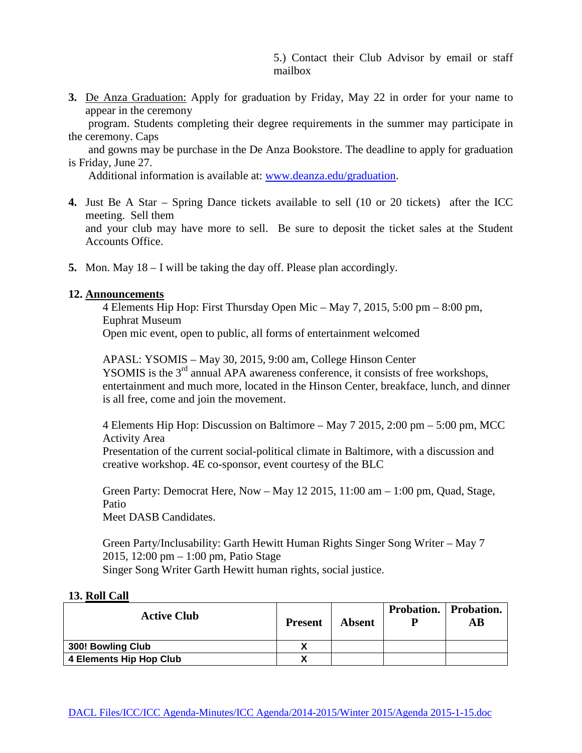5.) Contact their Club Advisor by email or staff mailbox

3. De Anza Graduation: Apply for graduation by Friday, May 22 in order for your name to appear in the ceremony program. Students completing their degree requirements in the summer may participate in the ceremony. Caps and gowns may be purchase in the De Anza Bookstore. The deadline to apply for graduation is Friday, June 27.
   Additional information is available at: www.deanza.edu/graduation.

4. Just Be A Star – Spring Dance tickets available to sell (10 or 20 tickets) after the ICC meeting. Sell them and your club may have more to sell. Be sure to deposit the ticket sales at the Student Accounts Office.

5. Mon. May 18 – I will be taking the day off. Please plan accordingly.

## 12. Announcements

4 Elements Hip Hop: First Thursday Open Mic – May 7, 2015, 5:00 pm – 8:00 pm, Euphrat Museum
Open mic event, open to public, all forms of entertainment welcomed

APASL: YSOMIS – May 30, 2015, 9:00 am, College Hinson Center
YSOMIS is the 3rd annual APA awareness conference, it consists of free workshops, entertainment and much more, located in the Hinson Center, breakface, lunch, and dinner is all free, come and join the movement.

4 Elements Hip Hop: Discussion on Baltimore – May 7 2015, 2:00 pm – 5:00 pm, MCC Activity Area
Presentation of the current social-political climate in Baltimore, with a discussion and creative workshop. 4E co-sponsor, event courtesy of the BLC

Green Party: Democrat Here, Now – May 12 2015, 11:00 am – 1:00 pm, Quad, Stage, Patio
Meet DASB Candidates.

Green Party/Inclusability: Garth Hewitt Human Rights Singer Song Writer – May 7 2015, 12:00 pm – 1:00 pm, Patio Stage
Singer Song Writer Garth Hewitt human rights, social justice.

## 13. Roll Call

| Active Club | Present | Absent | Probation. P | Probation. AB |
|---|---|---|---|---|
| 300! Bowling Club | X | | | |
| 4 Elements Hip Hop Club | X | | | |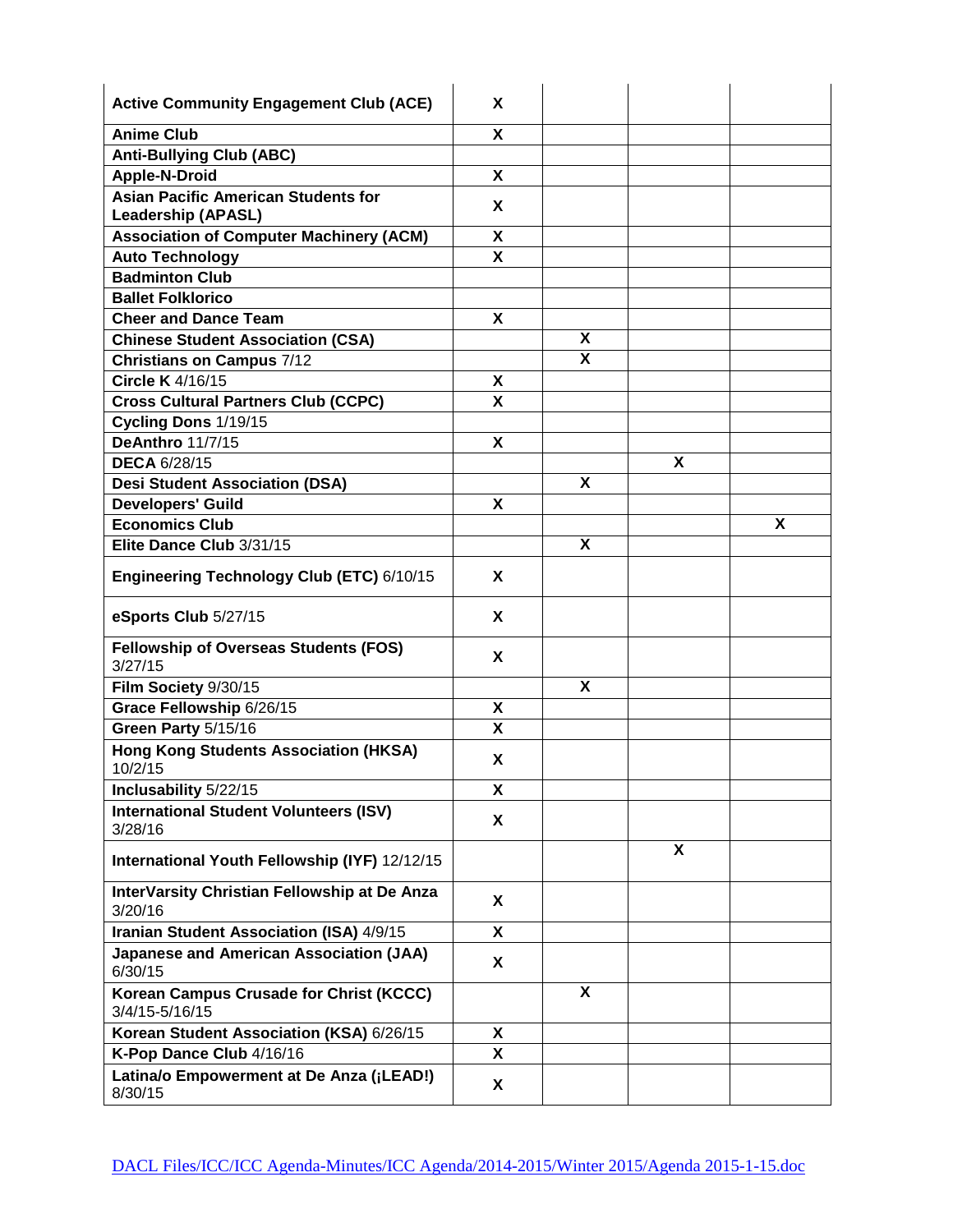| | | | | |
|---|---|---|---|---|
| **Active Community Engagement Club (ACE)** | **X** | | | |
| **Anime Club** | **X** | | | |
| **Anti-Bullying Club (ABC)** | | | | |
| **Apple-N-Droid** | **X** | | | |
| **Asian Pacific American Students for Leadership (APASL)** | **X** | | | |
| **Association of Computer Machinery (ACM)** | **X** | | | |
| **Auto Technology** | **X** | | | |
| **Badminton Club** | | | | |
| **Ballet Folklorico** | | | | |
| **Cheer and Dance Team** | **X** | | | |
| **Chinese Student Association (CSA)** | | **X** | | |
| **Christians on Campus** 7/12 | | **X** | | |
| **Circle K** 4/16/15 | **X** | | | |
| **Cross Cultural Partners Club (CCPC)** | **X** | | | |
| **Cycling Dons** 1/19/15 | | | | |
| **DeAnthro** 11/7/15 | **X** | | | |
| **DECA** 6/28/15 | | | **X** | |
| **Desi Student Association (DSA)** | | **X** | | |
| **Developers' Guild** | **X** | | | |
| **Economics Club** | | | | **X** |
| **Elite Dance Club** 3/31/15 | | **X** | | |
| **Engineering Technology Club (ETC)** 6/10/15 | **X** | | | |
| **eSports Club** 5/27/15 | **X** | | | |
| **Fellowship of Overseas Students (FOS)** 3/27/15 | **X** | | | |
| **Film Society** 9/30/15 | | **X** | | |
| **Grace Fellowship** 6/26/15 | **X** | | | |
| **Green Party** 5/15/16 | **X** | | | |
| **Hong Kong Students Association (HKSA)** 10/2/15 | **X** | | | |
| **Inclusability** 5/22/15 | **X** | | | |
| **International Student Volunteers (ISV)** 3/28/16 | **X** | | | |
| **International Youth Fellowship (IYF)** 12/12/15 | | | **X** | |
| **InterVarsity Christian Fellowship at De Anza** 3/20/16 | **X** | | | |
| **Iranian Student Association (ISA)** 4/9/15 | **X** | | | |
| **Japanese and American Association (JAA)** 6/30/15 | **X** | | | |
| **Korean Campus Crusade for Christ (KCCC)** 3/4/15-5/16/15 | | **X** | | |
| **Korean Student Association (KSA)** 6/26/15 | **X** | | | |
| **K-Pop Dance Club** 4/16/16 | **X** | | | |
| **Latina/o Empowerment at De Anza (¡LEAD!)** 8/30/15 | **X** | | | |

DACL Files/ICC/ICC Agenda-Minutes/ICC Agenda/2014-2015/Winter 2015/Agenda 2015-1-15.doc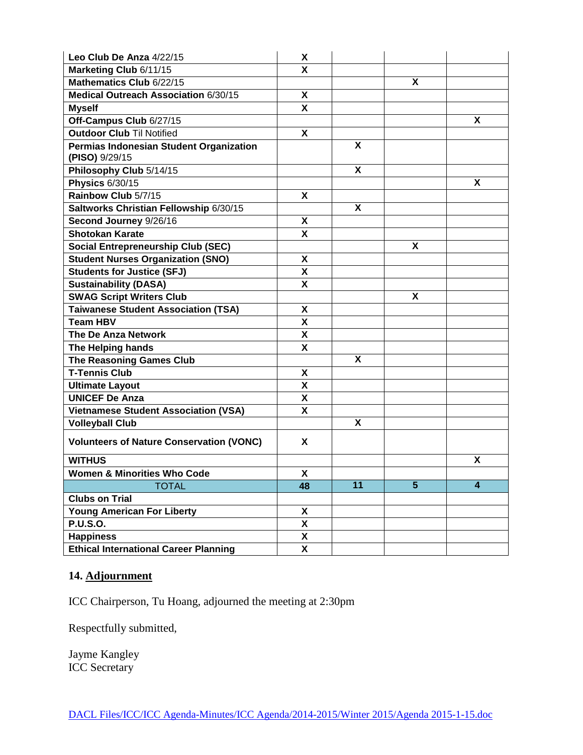| | | | | |
|---|---|---|---|---|
| **Leo Club De Anza** 4/22/15 | X | | | |
| **Marketing Club** 6/11/15 | X | | | |
| **Mathematics Club** 6/22/15 | | | X | |
| **Medical Outreach Association** 6/30/15 | X | | | |
| **Myself** | X | | | |
| **Off-Campus Club** 6/27/15 | | | | X |
| **Outdoor Club** Til Notified | X | | | |
| **Permias Indonesian Student Organization (PISO)** 9/29/15 | | X | | |
| **Philosophy Club** 5/14/15 | | X | | |
| **Physics** 6/30/15 | | | | X |
| **Rainbow Club** 5/7/15 | X | | | |
| **Saltworks Christian Fellowship** 6/30/15 | | X | | |
| **Second Journey** 9/26/16 | X | | | |
| **Shotokan Karate** | X | | | |
| **Social Entrepreneurship Club (SEC)** | | | X | |
| **Student Nurses Organization (SNO)** | X | | | |
| **Students for Justice (SFJ)** | X | | | |
| **Sustainability (DASA)** | X | | | |
| **SWAG Script Writers Club** | | | X | |
| **Taiwanese Student Association (TSA)** | X | | | |
| **Team HBV** | X | | | |
| **The De Anza Network** | X | | | |
| **The Helping hands** | X | | | |
| **The Reasoning Games Club** | | X | | |
| **T-Tennis Club** | X | | | |
| **Ultimate Layout** | X | | | |
| **UNICEF De Anza** | X | | | |
| **Vietnamese Student Association (VSA)** | X | | | |
| **Volleyball Club** | | X | | |
| **Volunteers of Nature Conservation (VONC)** | X | | | |
| **WITHUS** | | | | X |
| **Women & Minorities Who Code** | X | | | |
| TOTAL | **48** | **11** | **5** | **4** |
| **Clubs on Trial** | | | | |
| **Young American For Liberty** | X | | | |
| **P.U.S.O.** | X | | | |
| **Happiness** | X | | | |
| **Ethical International Career Planning** | X | | | |

## 14. Adjournment

ICC Chairperson, Tu Hoang, adjourned the meeting at 2:30pm

Respectfully submitted,

Jayme Kangley
ICC Secretary

DACL Files/ICC/ICC Agenda-Minutes/ICC Agenda/2014-2015/Winter 2015/Agenda 2015-1-15.doc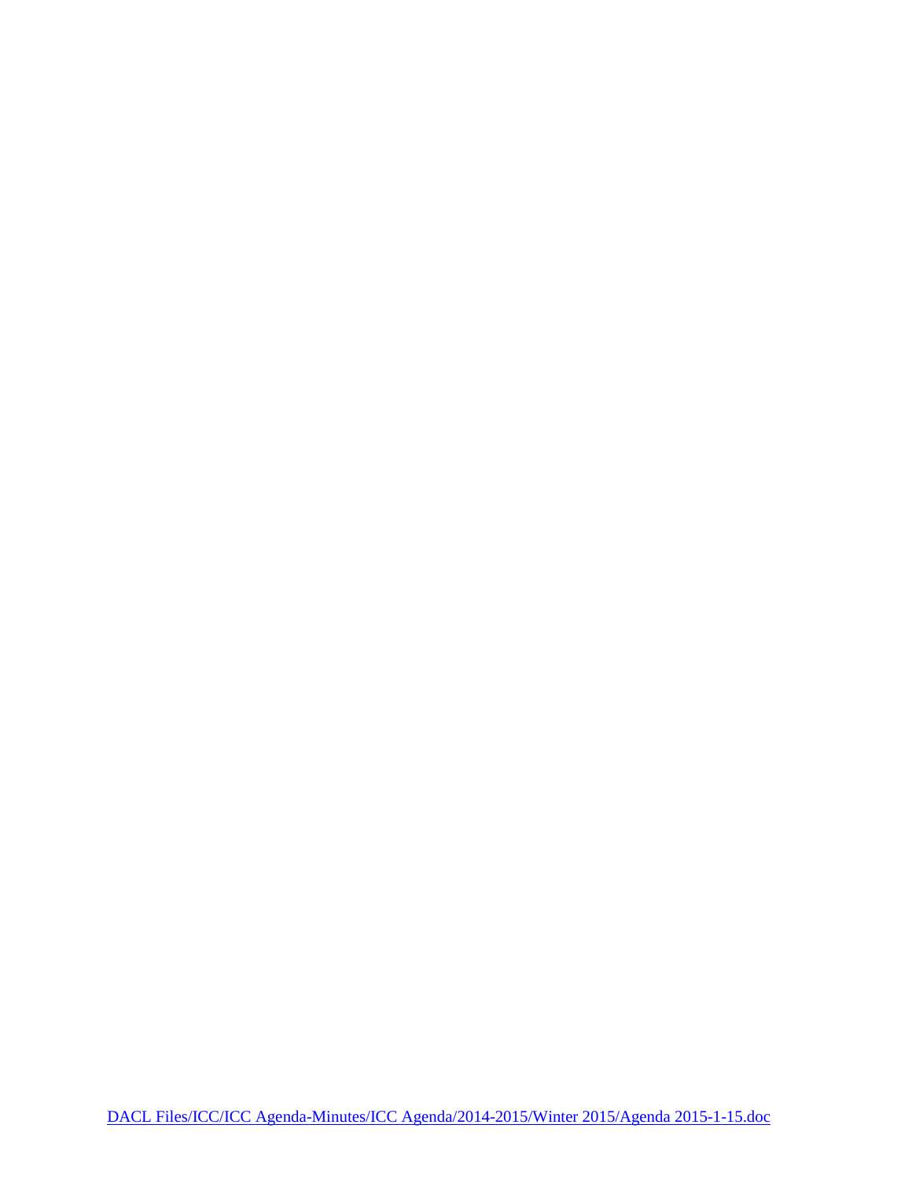DACL Files/ICC/ICC Agenda-Minutes/ICC Agenda/2014-2015/Winter 2015/Agenda 2015-1-15.doc